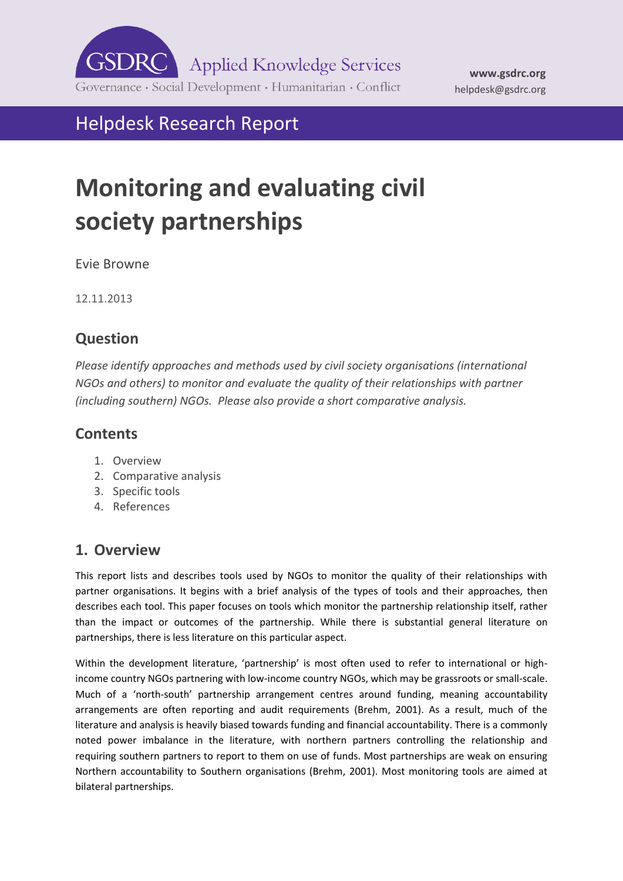GSDRC Applied Knowledge Services

Governance · Social Development · Humanitarian · Conflict

**www.gsdrc.org**
helpdesk@gsdrc.org

Helpdesk Research Report

# Monitoring and evaluating civil society partnerships

Evie Browne

12.11.2013

## Question

*Please identify approaches and methods used by civil society organisations (international NGOs and others) to monitor and evaluate the quality of their relationships with partner (including southern) NGOs. Please also provide a short comparative analysis.*

## Contents

1. Overview
2. Comparative analysis
3. Specific tools
4. References

## 1. Overview

This report lists and describes tools used by NGOs to monitor the quality of their relationships with partner organisations. It begins with a brief analysis of the types of tools and their approaches, then describes each tool. This paper focuses on tools which monitor the partnership relationship itself, rather than the impact or outcomes of the partnership. While there is substantial general literature on partnerships, there is less literature on this particular aspect.

Within the development literature, 'partnership' is most often used to refer to international or high-income country NGOs partnering with low-income country NGOs, which may be grassroots or small-scale. Much of a 'north-south' partnership arrangement centres around funding, meaning accountability arrangements are often reporting and audit requirements (Brehm, 2001). As a result, much of the literature and analysis is heavily biased towards funding and financial accountability. There is a commonly noted power imbalance in the literature, with northern partners controlling the relationship and requiring southern partners to report to them on use of funds. Most partnerships are weak on ensuring Northern accountability to Southern organisations (Brehm, 2001). Most monitoring tools are aimed at bilateral partnerships.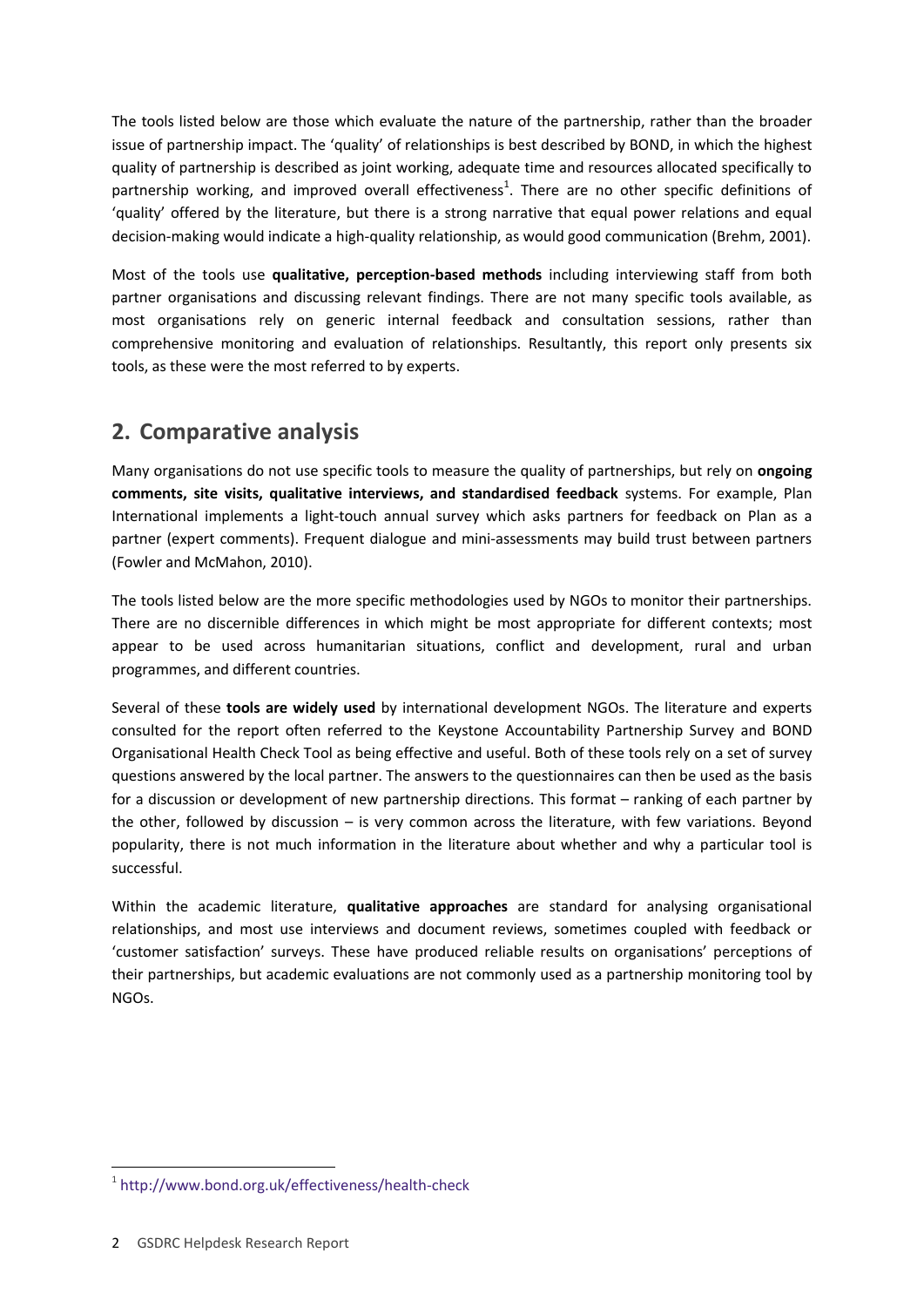The tools listed below are those which evaluate the nature of the partnership, rather than the broader issue of partnership impact. The 'quality' of relationships is best described by BOND, in which the highest quality of partnership is described as joint working, adequate time and resources allocated specifically to partnership working, and improved overall effectiveness[1]. There are no other specific definitions of 'quality' offered by the literature, but there is a strong narrative that equal power relations and equal decision-making would indicate a high-quality relationship, as would good communication (Brehm, 2001).

Most of the tools use **qualitative, perception-based methods** including interviewing staff from both partner organisations and discussing relevant findings. There are not many specific tools available, as most organisations rely on generic internal feedback and consultation sessions, rather than comprehensive monitoring and evaluation of relationships. Resultantly, this report only presents six tools, as these were the most referred to by experts.

## 2. Comparative analysis

Many organisations do not use specific tools to measure the quality of partnerships, but rely on **ongoing comments, site visits, qualitative interviews, and standardised feedback** systems. For example, Plan International implements a light-touch annual survey which asks partners for feedback on Plan as a partner (expert comments). Frequent dialogue and mini-assessments may build trust between partners (Fowler and McMahon, 2010).

The tools listed below are the more specific methodologies used by NGOs to monitor their partnerships. There are no discernible differences in which might be most appropriate for different contexts; most appear to be used across humanitarian situations, conflict and development, rural and urban programmes, and different countries.

Several of these **tools are widely used** by international development NGOs. The literature and experts consulted for the report often referred to the Keystone Accountability Partnership Survey and BOND Organisational Health Check Tool as being effective and useful. Both of these tools rely on a set of survey questions answered by the local partner. The answers to the questionnaires can then be used as the basis for a discussion or development of new partnership directions. This format – ranking of each partner by the other, followed by discussion – is very common across the literature, with few variations. Beyond popularity, there is not much information in the literature about whether and why a particular tool is successful.

Within the academic literature, **qualitative approaches** are standard for analysing organisational relationships, and most use interviews and document reviews, sometimes coupled with feedback or 'customer satisfaction' surveys. These have produced reliable results on organisations' perceptions of their partnerships, but academic evaluations are not commonly used as a partnership monitoring tool by NGOs.

[1] http://www.bond.org.uk/effectiveness/health-check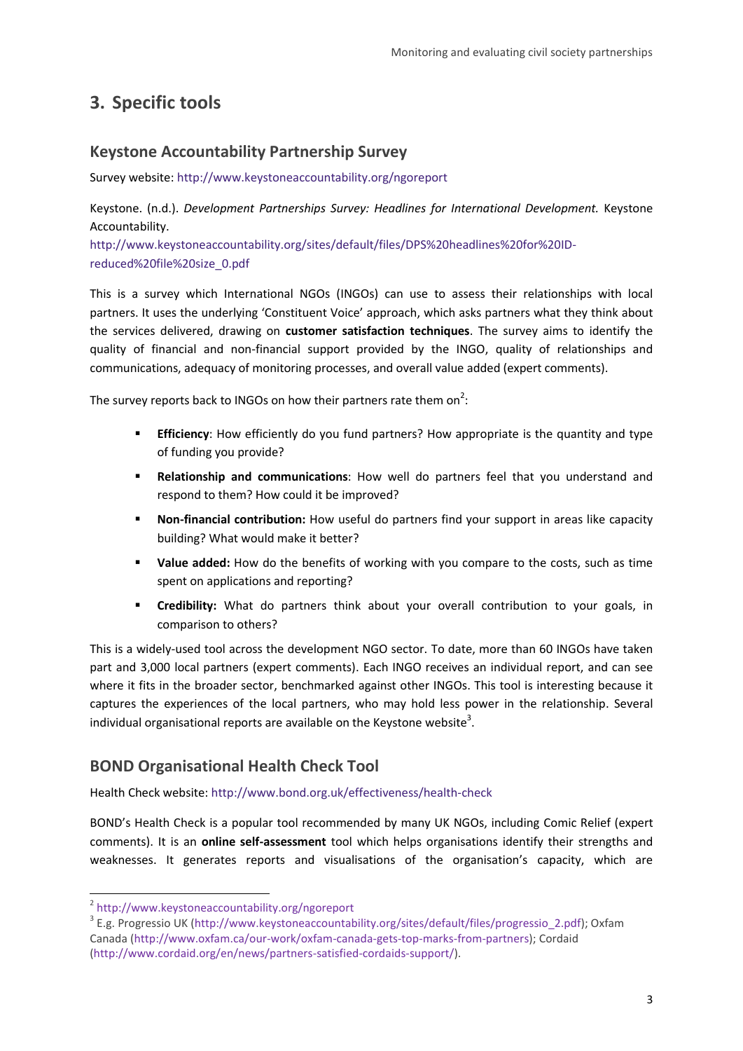# 3. Specific tools

## Keystone Accountability Partnership Survey

Survey website: http://www.keystoneaccountability.org/ngoreport

Keystone. (n.d.). *Development Partnerships Survey: Headlines for International Development.* Keystone Accountability.
http://www.keystoneaccountability.org/sites/default/files/DPS%20headlines%20for%20ID-reduced%20file%20size_0.pdf

This is a survey which International NGOs (INGOs) can use to assess their relationships with local partners. It uses the underlying 'Constituent Voice' approach, which asks partners what they think about the services delivered, drawing on **customer satisfaction techniques**. The survey aims to identify the quality of financial and non-financial support provided by the INGO, quality of relationships and communications, adequacy of monitoring processes, and overall value added (expert comments).

The survey reports back to INGOs on how their partners rate them on[2]:

- **Efficiency**: How efficiently do you fund partners? How appropriate is the quantity and type of funding you provide?
- **Relationship and communications**: How well do partners feel that you understand and respond to them? How could it be improved?
- **Non-financial contribution:** How useful do partners find your support in areas like capacity building? What would make it better?
- **Value added:** How do the benefits of working with you compare to the costs, such as time spent on applications and reporting?
- **Credibility:** What do partners think about your overall contribution to your goals, in comparison to others?

This is a widely-used tool across the development NGO sector. To date, more than 60 INGOs have taken part and 3,000 local partners (expert comments). Each INGO receives an individual report, and can see where it fits in the broader sector, benchmarked against other INGOs. This tool is interesting because it captures the experiences of the local partners, who may hold less power in the relationship. Several individual organisational reports are available on the Keystone website[3].

## BOND Organisational Health Check Tool

Health Check website: http://www.bond.org.uk/effectiveness/health-check

BOND's Health Check is a popular tool recommended by many UK NGOs, including Comic Relief (expert comments). It is an **online self-assessment** tool which helps organisations identify their strengths and weaknesses. It generates reports and visualisations of the organisation's capacity, which are

[2] http://www.keystoneaccountability.org/ngoreport

[3] E.g. Progressio UK (http://www.keystoneaccountability.org/sites/default/files/progressio_2.pdf); Oxfam Canada (http://www.oxfam.ca/our-work/oxfam-canada-gets-top-marks-from-partners); Cordaid (http://www.cordaid.org/en/news/partners-satisfied-cordaids-support/).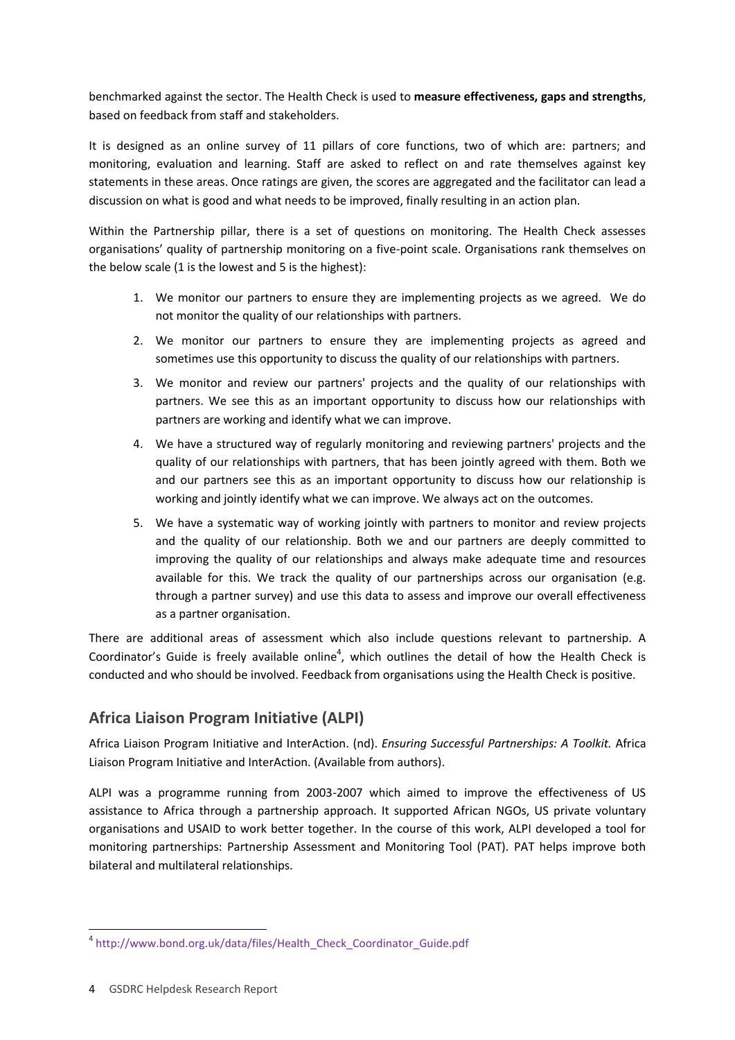benchmarked against the sector. The Health Check is used to **measure effectiveness, gaps and strengths**, based on feedback from staff and stakeholders.

It is designed as an online survey of 11 pillars of core functions, two of which are: partners; and monitoring, evaluation and learning. Staff are asked to reflect on and rate themselves against key statements in these areas. Once ratings are given, the scores are aggregated and the facilitator can lead a discussion on what is good and what needs to be improved, finally resulting in an action plan.

Within the Partnership pillar, there is a set of questions on monitoring. The Health Check assesses organisations' quality of partnership monitoring on a five-point scale. Organisations rank themselves on the below scale (1 is the lowest and 5 is the highest):

1. We monitor our partners to ensure they are implementing projects as we agreed. We do not monitor the quality of our relationships with partners.
2. We monitor our partners to ensure they are implementing projects as agreed and sometimes use this opportunity to discuss the quality of our relationships with partners.
3. We monitor and review our partners' projects and the quality of our relationships with partners. We see this as an important opportunity to discuss how our relationships with partners are working and identify what we can improve.
4. We have a structured way of regularly monitoring and reviewing partners' projects and the quality of our relationships with partners, that has been jointly agreed with them. Both we and our partners see this as an important opportunity to discuss how our relationship is working and jointly identify what we can improve. We always act on the outcomes.
5. We have a systematic way of working jointly with partners to monitor and review projects and the quality of our relationship. Both we and our partners are deeply committed to improving the quality of our relationships and always make adequate time and resources available for this. We track the quality of our partnerships across our organisation (e.g. through a partner survey) and use this data to assess and improve our overall effectiveness as a partner organisation.

There are additional areas of assessment which also include questions relevant to partnership. A Coordinator's Guide is freely available online[4], which outlines the detail of how the Health Check is conducted and who should be involved. Feedback from organisations using the Health Check is positive.

## Africa Liaison Program Initiative (ALPI)

Africa Liaison Program Initiative and InterAction. (nd). *Ensuring Successful Partnerships: A Toolkit.* Africa Liaison Program Initiative and InterAction. (Available from authors).

ALPI was a programme running from 2003-2007 which aimed to improve the effectiveness of US assistance to Africa through a partnership approach. It supported African NGOs, US private voluntary organisations and USAID to work better together. In the course of this work, ALPI developed a tool for monitoring partnerships: Partnership Assessment and Monitoring Tool (PAT). PAT helps improve both bilateral and multilateral relationships.

[4] http://www.bond.org.uk/data/files/Health_Check_Coordinator_Guide.pdf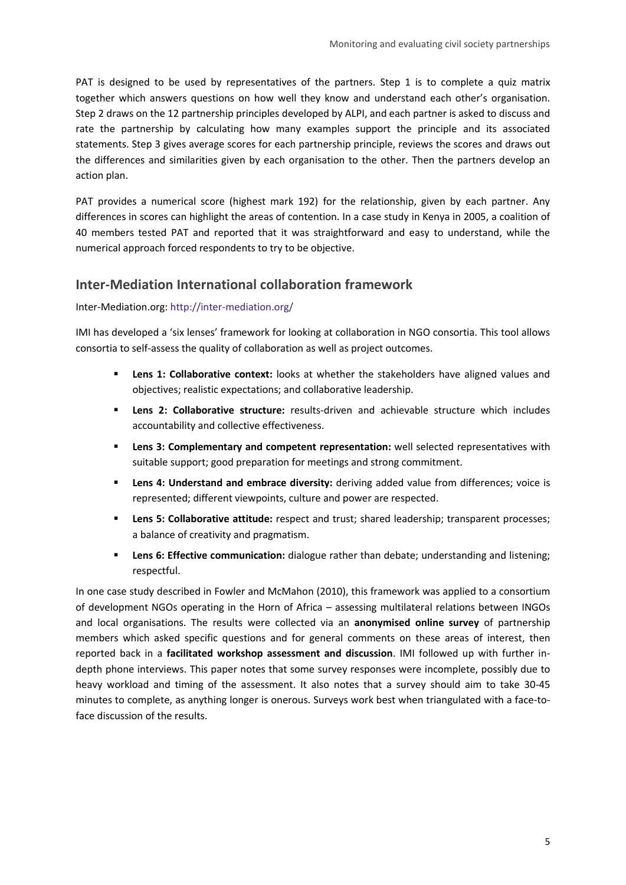PAT is designed to be used by representatives of the partners. Step 1 is to complete a quiz matrix together which answers questions on how well they know and understand each other's organisation. Step 2 draws on the 12 partnership principles developed by ALPI, and each partner is asked to discuss and rate the partnership by calculating how many examples support the principle and its associated statements. Step 3 gives average scores for each partnership principle, reviews the scores and draws out the differences and similarities given by each organisation to the other. Then the partners develop an action plan.

PAT provides a numerical score (highest mark 192) for the relationship, given by each partner. Any differences in scores can highlight the areas of contention. In a case study in Kenya in 2005, a coalition of 40 members tested PAT and reported that it was straightforward and easy to understand, while the numerical approach forced respondents to try to be objective.

## Inter-Mediation International collaboration framework

Inter-Mediation.org: http://inter-mediation.org/

IMI has developed a 'six lenses' framework for looking at collaboration in NGO consortia. This tool allows consortia to self-assess the quality of collaboration as well as project outcomes.

- **Lens 1: Collaborative context:** looks at whether the stakeholders have aligned values and objectives; realistic expectations; and collaborative leadership.
- **Lens 2: Collaborative structure:** results-driven and achievable structure which includes accountability and collective effectiveness.
- **Lens 3: Complementary and competent representation:** well selected representatives with suitable support; good preparation for meetings and strong commitment.
- **Lens 4: Understand and embrace diversity:** deriving added value from differences; voice is represented; different viewpoints, culture and power are respected.
- **Lens 5: Collaborative attitude:** respect and trust; shared leadership; transparent processes; a balance of creativity and pragmatism.
- **Lens 6: Effective communication:** dialogue rather than debate; understanding and listening; respectful.

In one case study described in Fowler and McMahon (2010), this framework was applied to a consortium of development NGOs operating in the Horn of Africa – assessing multilateral relations between INGOs and local organisations. The results were collected via an **anonymised online survey** of partnership members which asked specific questions and for general comments on these areas of interest, then reported back in a **facilitated workshop assessment and discussion**. IMI followed up with further in-depth phone interviews. This paper notes that some survey responses were incomplete, possibly due to heavy workload and timing of the assessment. It also notes that a survey should aim to take 30-45 minutes to complete, as anything longer is onerous. Surveys work best when triangulated with a face-to-face discussion of the results.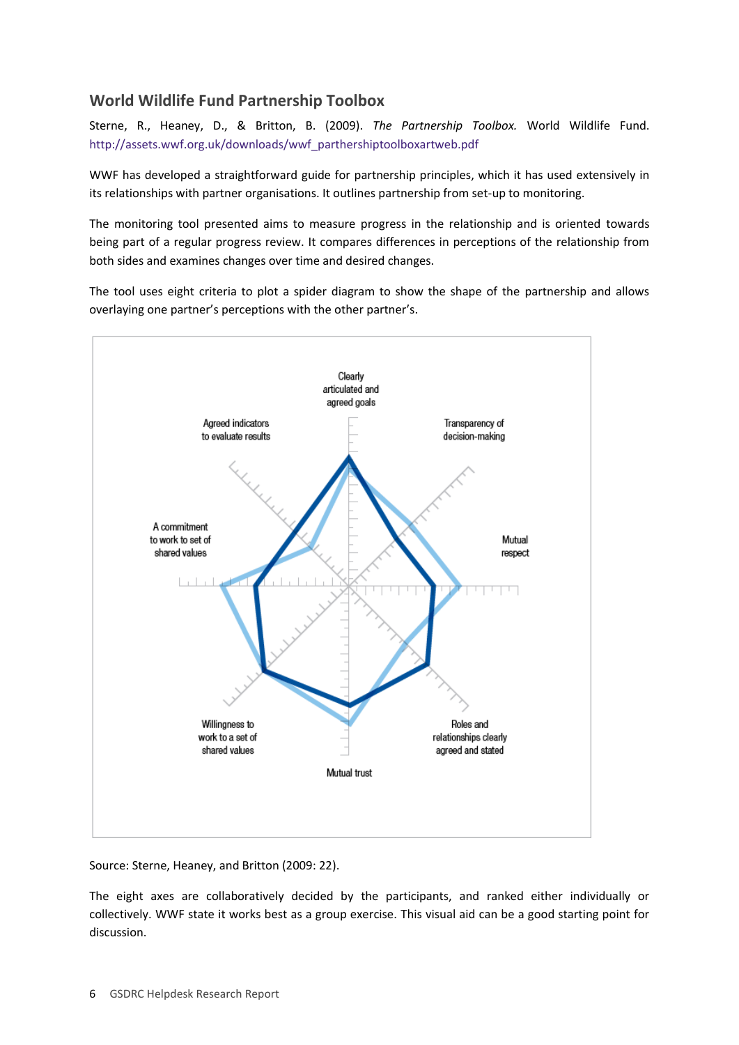### World Wildlife Fund Partnership Toolbox

Sterne, R., Heaney, D., & Britton, B. (2009). *The Partnership Toolbox.* World Wildlife Fund. http://assets.wwf.org.uk/downloads/wwf_parthershiptoolboxartweb.pdf

WWF has developed a straightforward guide for partnership principles, which it has used extensively in its relationships with partner organisations. It outlines partnership from set-up to monitoring.

The monitoring tool presented aims to measure progress in the relationship and is oriented towards being part of a regular progress review. It compares differences in perceptions of the relationship from both sides and examines changes over time and desired changes.

The tool uses eight criteria to plot a spider diagram to show the shape of the partnership and allows overlaying one partner's perceptions with the other partner's.

Clearly articulated and agreed goals

Transparency of decision-making

Mutual respect

Roles and relationships clearly agreed and stated

Mutual trust

Willingness to work to a set of shared values

A commitment to work to set of shared values

Agreed indicators to evaluate results

Source: Sterne, Heaney, and Britton (2009: 22).

The eight axes are collaboratively decided by the participants, and ranked either individually or collectively. WWF state it works best as a group exercise. This visual aid can be a good starting point for discussion.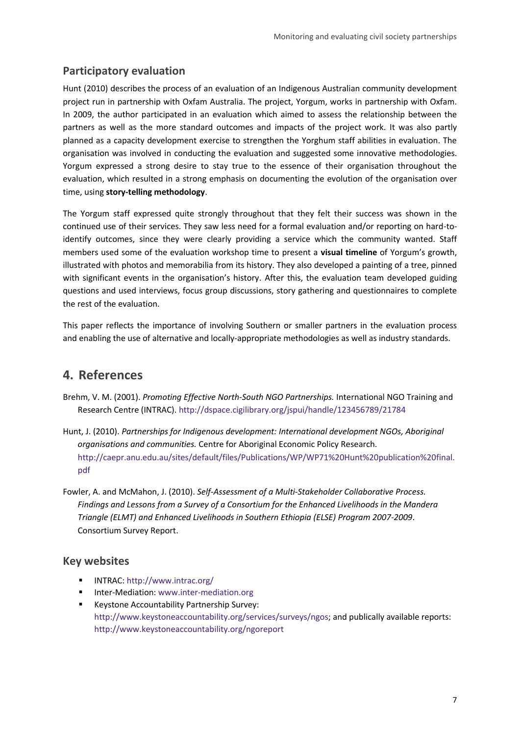## Participatory evaluation

Hunt (2010) describes the process of an evaluation of an Indigenous Australian community development project run in partnership with Oxfam Australia. The project, Yorgum, works in partnership with Oxfam. In 2009, the author participated in an evaluation which aimed to assess the relationship between the partners as well as the more standard outcomes and impacts of the project work. It was also partly planned as a capacity development exercise to strengthen the Yorghum staff abilities in evaluation. The organisation was involved in conducting the evaluation and suggested some innovative methodologies. Yorgum expressed a strong desire to stay true to the essence of their organisation throughout the evaluation, which resulted in a strong emphasis on documenting the evolution of the organisation over time, using **story-telling methodology**.

The Yorgum staff expressed quite strongly throughout that they felt their success was shown in the continued use of their services. They saw less need for a formal evaluation and/or reporting on hard-to-identify outcomes, since they were clearly providing a service which the community wanted. Staff members used some of the evaluation workshop time to present a **visual timeline** of Yorgum's growth, illustrated with photos and memorabilia from its history. They also developed a painting of a tree, pinned with significant events in the organisation's history. After this, the evaluation team developed guiding questions and used interviews, focus group discussions, story gathering and questionnaires to complete the rest of the evaluation.

This paper reflects the importance of involving Southern or smaller partners in the evaluation process and enabling the use of alternative and locally-appropriate methodologies as well as industry standards.

# 4. References

Brehm, V. M. (2001). *Promoting Effective North-South NGO Partnerships.* International NGO Training and Research Centre (INTRAC). http://dspace.cigilibrary.org/jspui/handle/123456789/21784

Hunt, J. (2010). *Partnerships for Indigenous development: International development NGOs, Aboriginal organisations and communities.* Centre for Aboriginal Economic Policy Research. http://caepr.anu.edu.au/sites/default/files/Publications/WP/WP71%20Hunt%20publication%20final.pdf

Fowler, A. and McMahon, J. (2010). *Self-Assessment of a Multi-Stakeholder Collaborative Process. Findings and Lessons from a Survey of a Consortium for the Enhanced Livelihoods in the Mandera Triangle (ELMT) and Enhanced Livelihoods in Southern Ethiopia (ELSE) Program 2007-2009*. Consortium Survey Report.

## Key websites

- INTRAC: http://www.intrac.org/
- Inter-Mediation: www.inter-mediation.org
- Keystone Accountability Partnership Survey: http://www.keystoneaccountability.org/services/surveys/ngos; and publically available reports: http://www.keystoneaccountability.org/ngoreport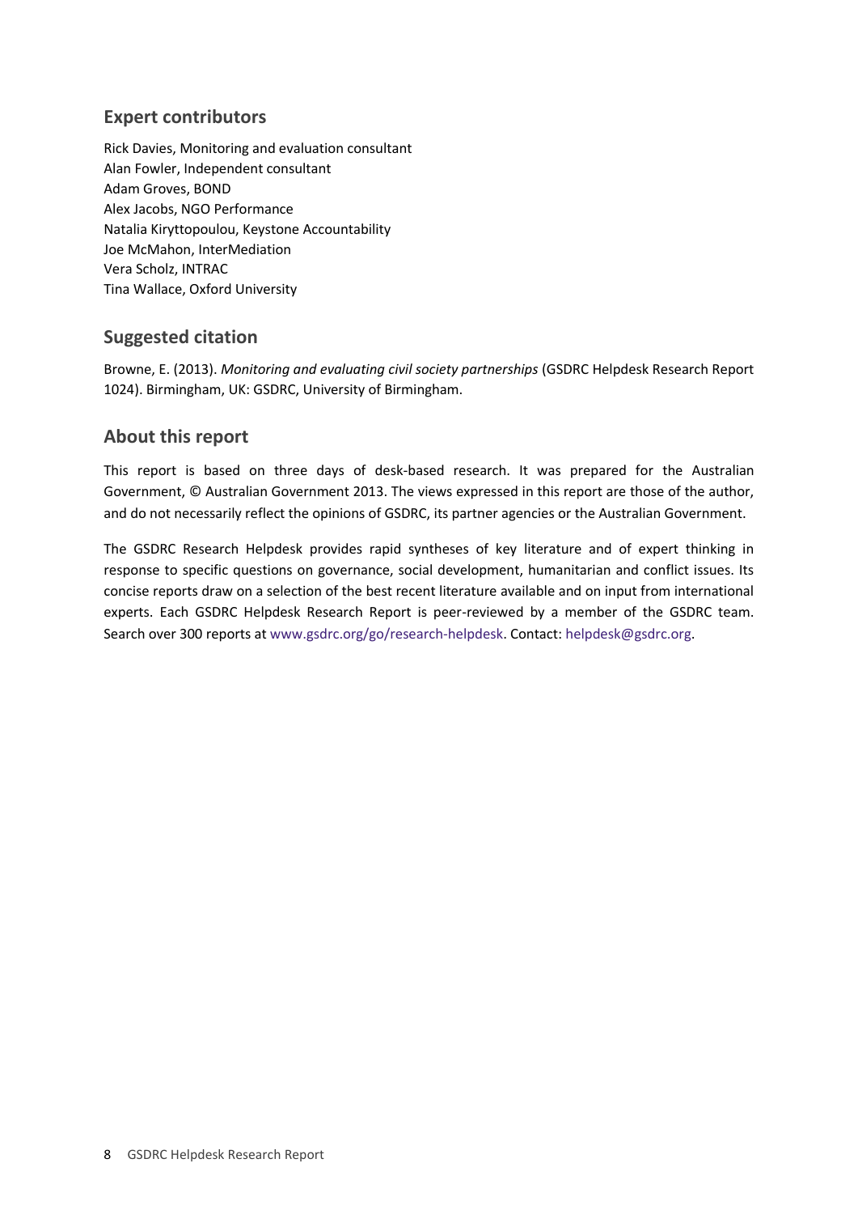## Expert contributors

Rick Davies, Monitoring and evaluation consultant
Alan Fowler, Independent consultant
Adam Groves, BOND
Alex Jacobs, NGO Performance
Natalia Kiryttopoulou, Keystone Accountability
Joe McMahon, InterMediation
Vera Scholz, INTRAC
Tina Wallace, Oxford University

## Suggested citation

Browne, E. (2013). *Monitoring and evaluating civil society partnerships* (GSDRC Helpdesk Research Report 1024). Birmingham, UK: GSDRC, University of Birmingham.

## About this report

This report is based on three days of desk-based research. It was prepared for the Australian Government, © Australian Government 2013. The views expressed in this report are those of the author, and do not necessarily reflect the opinions of GSDRC, its partner agencies or the Australian Government.

The GSDRC Research Helpdesk provides rapid syntheses of key literature and of expert thinking in response to specific questions on governance, social development, humanitarian and conflict issues. Its concise reports draw on a selection of the best recent literature available and on input from international experts. Each GSDRC Helpdesk Research Report is peer-reviewed by a member of the GSDRC team. Search over 300 reports at www.gsdrc.org/go/research-helpdesk. Contact: helpdesk@gsdrc.org.